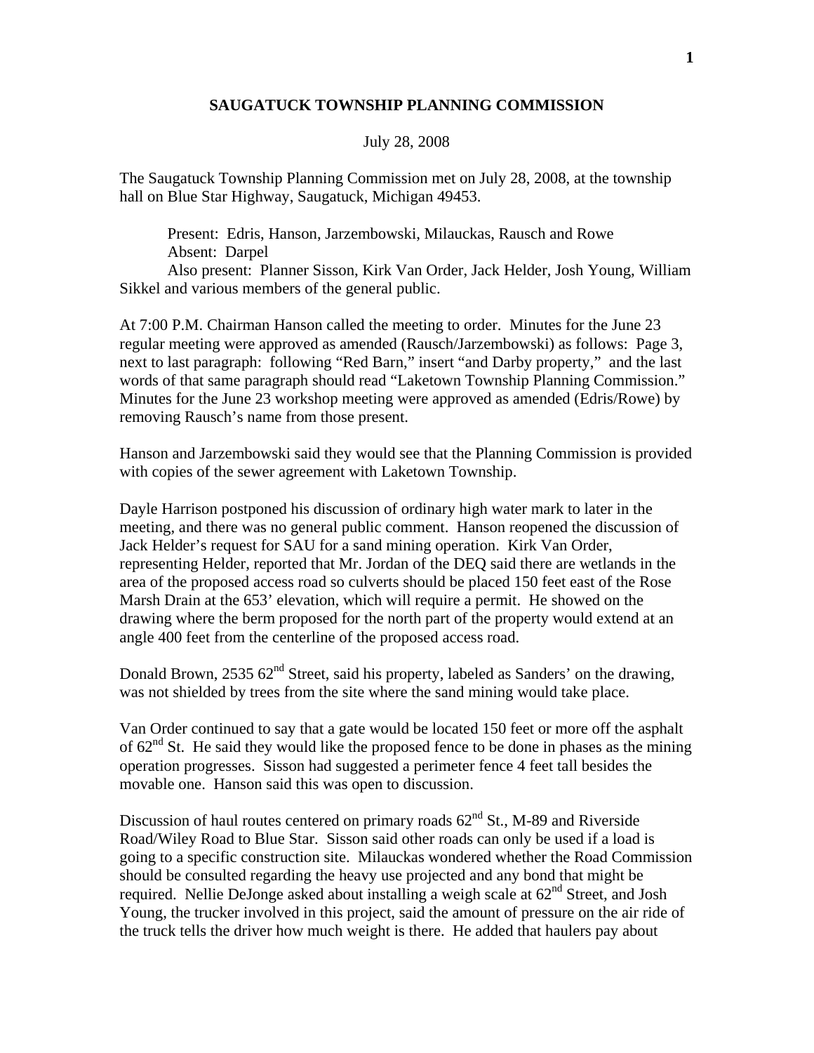# SAUGATUCK TOWNSHIP PLANNING COMMISSION

July 28, 2008

The Saugatuck Township Planning Commission met on July 28, 2008, at the township hall on Blue Star Highway, Saugatuck, Michigan 49453.

Present: Edris, Hanson, Jarzembowski, Milauckas, Rausch and Rowe
Absent: Darpel
Also present: Planner Sisson, Kirk Van Order, Jack Helder, Josh Young, William Sikkel and various members of the general public.

At 7:00 P.M. Chairman Hanson called the meeting to order. Minutes for the June 23 regular meeting were approved as amended (Rausch/Jarzembowski) as follows: Page 3, next to last paragraph: following "Red Barn," insert "and Darby property," and the last words of that same paragraph should read "Laketown Township Planning Commission." Minutes for the June 23 workshop meeting were approved as amended (Edris/Rowe) by removing Rausch's name from those present.

Hanson and Jarzembowski said they would see that the Planning Commission is provided with copies of the sewer agreement with Laketown Township.

Dayle Harrison postponed his discussion of ordinary high water mark to later in the meeting, and there was no general public comment. Hanson reopened the discussion of Jack Helder's request for SAU for a sand mining operation. Kirk Van Order, representing Helder, reported that Mr. Jordan of the DEQ said there are wetlands in the area of the proposed access road so culverts should be placed 150 feet east of the Rose Marsh Drain at the 653' elevation, which will require a permit. He showed on the drawing where the berm proposed for the north part of the property would extend at an angle 400 feet from the centerline of the proposed access road.

Donald Brown, 2535 62nd Street, said his property, labeled as Sanders' on the drawing, was not shielded by trees from the site where the sand mining would take place.

Van Order continued to say that a gate would be located 150 feet or more off the asphalt of 62nd St. He said they would like the proposed fence to be done in phases as the mining operation progresses. Sisson had suggested a perimeter fence 4 feet tall besides the movable one. Hanson said this was open to discussion.

Discussion of haul routes centered on primary roads 62nd St., M-89 and Riverside Road/Wiley Road to Blue Star. Sisson said other roads can only be used if a load is going to a specific construction site. Milauckas wondered whether the Road Commission should be consulted regarding the heavy use projected and any bond that might be required. Nellie DeJonge asked about installing a weigh scale at 62nd Street, and Josh Young, the trucker involved in this project, said the amount of pressure on the air ride of the truck tells the driver how much weight is there. He added that haulers pay about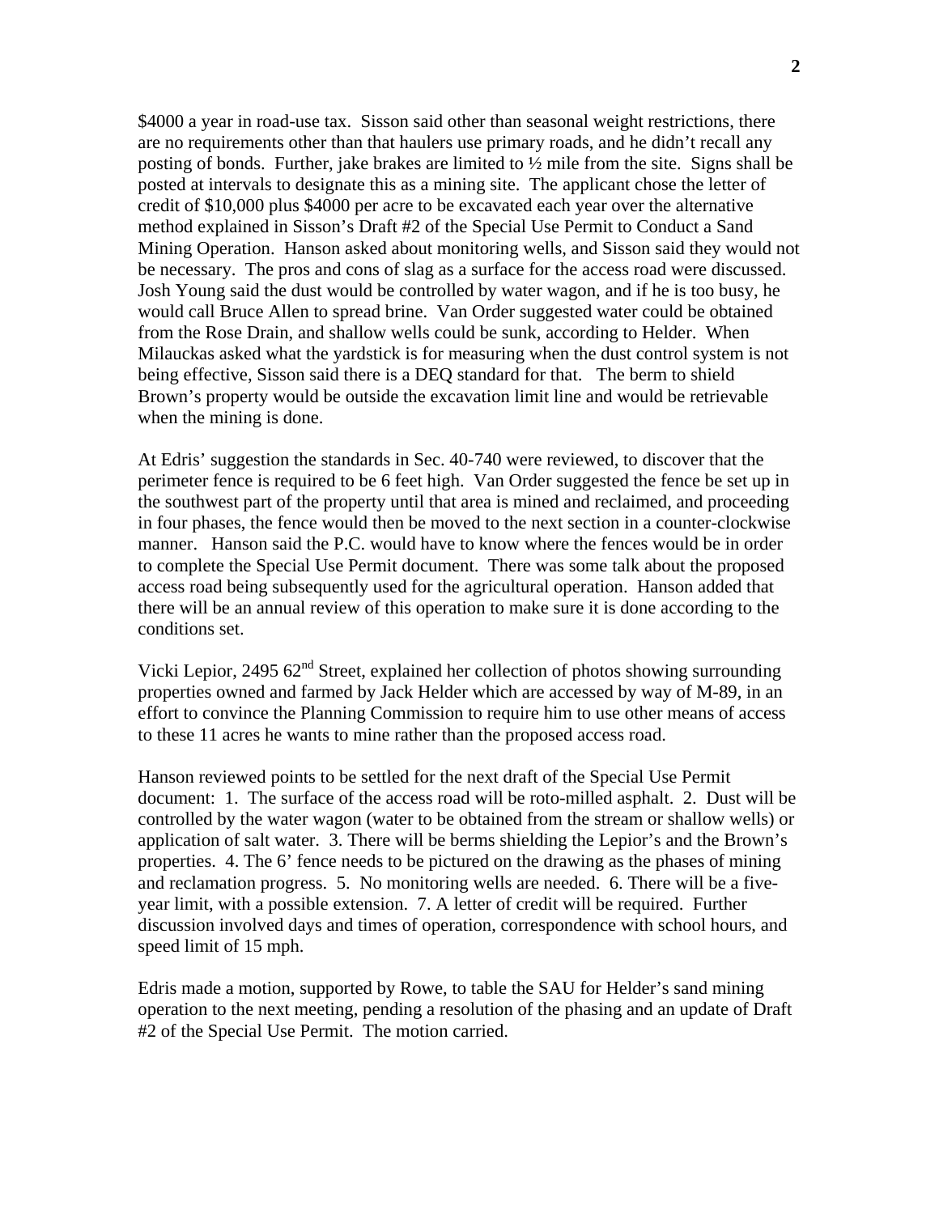$4000 a year in road-use tax. Sisson said other than seasonal weight restrictions, there are no requirements other than that haulers use primary roads, and he didn't recall any posting of bonds. Further, jake brakes are limited to ½ mile from the site. Signs shall be posted at intervals to designate this as a mining site. The applicant chose the letter of credit of $10,000 plus $4000 per acre to be excavated each year over the alternative method explained in Sisson's Draft #2 of the Special Use Permit to Conduct a Sand Mining Operation. Hanson asked about monitoring wells, and Sisson said they would not be necessary. The pros and cons of slag as a surface for the access road were discussed. Josh Young said the dust would be controlled by water wagon, and if he is too busy, he would call Bruce Allen to spread brine. Van Order suggested water could be obtained from the Rose Drain, and shallow wells could be sunk, according to Helder. When Milauckas asked what the yardstick is for measuring when the dust control system is not being effective, Sisson said there is a DEQ standard for that. The berm to shield Brown's property would be outside the excavation limit line and would be retrievable when the mining is done.

At Edris' suggestion the standards in Sec. 40-740 were reviewed, to discover that the perimeter fence is required to be 6 feet high. Van Order suggested the fence be set up in the southwest part of the property until that area is mined and reclaimed, and proceeding in four phases, the fence would then be moved to the next section in a counter-clockwise manner. Hanson said the P.C. would have to know where the fences would be in order to complete the Special Use Permit document. There was some talk about the proposed access road being subsequently used for the agricultural operation. Hanson added that there will be an annual review of this operation to make sure it is done according to the conditions set.

Vicki Lepior, 2495 62nd Street, explained her collection of photos showing surrounding properties owned and farmed by Jack Helder which are accessed by way of M-89, in an effort to convince the Planning Commission to require him to use other means of access to these 11 acres he wants to mine rather than the proposed access road.

Hanson reviewed points to be settled for the next draft of the Special Use Permit document: 1. The surface of the access road will be roto-milled asphalt. 2. Dust will be controlled by the water wagon (water to be obtained from the stream or shallow wells) or application of salt water. 3. There will be berms shielding the Lepior's and the Brown's properties. 4. The 6' fence needs to be pictured on the drawing as the phases of mining and reclamation progress. 5. No monitoring wells are needed. 6. There will be a five-year limit, with a possible extension. 7. A letter of credit will be required. Further discussion involved days and times of operation, correspondence with school hours, and speed limit of 15 mph.

Edris made a motion, supported by Rowe, to table the SAU for Helder's sand mining operation to the next meeting, pending a resolution of the phasing and an update of Draft #2 of the Special Use Permit. The motion carried.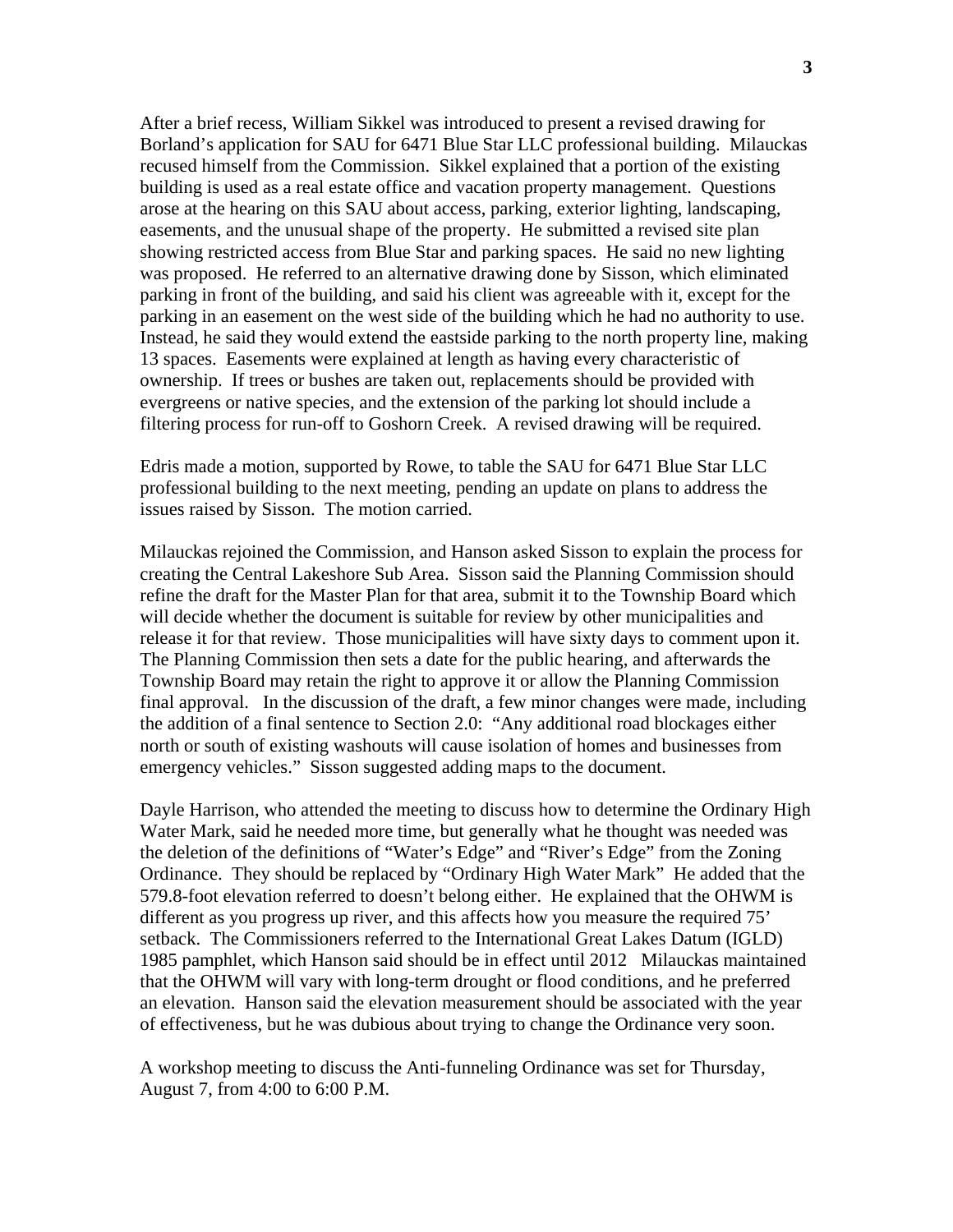After a brief recess, William Sikkel was introduced to present a revised drawing for Borland's application for SAU for 6471 Blue Star LLC professional building. Milauckas recused himself from the Commission. Sikkel explained that a portion of the existing building is used as a real estate office and vacation property management. Questions arose at the hearing on this SAU about access, parking, exterior lighting, landscaping, easements, and the unusual shape of the property. He submitted a revised site plan showing restricted access from Blue Star and parking spaces. He said no new lighting was proposed. He referred to an alternative drawing done by Sisson, which eliminated parking in front of the building, and said his client was agreeable with it, except for the parking in an easement on the west side of the building which he had no authority to use. Instead, he said they would extend the eastside parking to the north property line, making 13 spaces. Easements were explained at length as having every characteristic of ownership. If trees or bushes are taken out, replacements should be provided with evergreens or native species, and the extension of the parking lot should include a filtering process for run-off to Goshorn Creek. A revised drawing will be required.

Edris made a motion, supported by Rowe, to table the SAU for 6471 Blue Star LLC professional building to the next meeting, pending an update on plans to address the issues raised by Sisson. The motion carried.

Milauckas rejoined the Commission, and Hanson asked Sisson to explain the process for creating the Central Lakeshore Sub Area. Sisson said the Planning Commission should refine the draft for the Master Plan for that area, submit it to the Township Board which will decide whether the document is suitable for review by other municipalities and release it for that review. Those municipalities will have sixty days to comment upon it. The Planning Commission then sets a date for the public hearing, and afterwards the Township Board may retain the right to approve it or allow the Planning Commission final approval. In the discussion of the draft, a few minor changes were made, including the addition of a final sentence to Section 2.0: "Any additional road blockages either north or south of existing washouts will cause isolation of homes and businesses from emergency vehicles." Sisson suggested adding maps to the document.

Dayle Harrison, who attended the meeting to discuss how to determine the Ordinary High Water Mark, said he needed more time, but generally what he thought was needed was the deletion of the definitions of "Water's Edge" and "River's Edge" from the Zoning Ordinance. They should be replaced by "Ordinary High Water Mark" He added that the 579.8-foot elevation referred to doesn't belong either. He explained that the OHWM is different as you progress up river, and this affects how you measure the required 75' setback. The Commissioners referred to the International Great Lakes Datum (IGLD) 1985 pamphlet, which Hanson said should be in effect until 2012 Milauckas maintained that the OHWM will vary with long-term drought or flood conditions, and he preferred an elevation. Hanson said the elevation measurement should be associated with the year of effectiveness, but he was dubious about trying to change the Ordinance very soon.

A workshop meeting to discuss the Anti-funneling Ordinance was set for Thursday, August 7, from 4:00 to 6:00 P.M.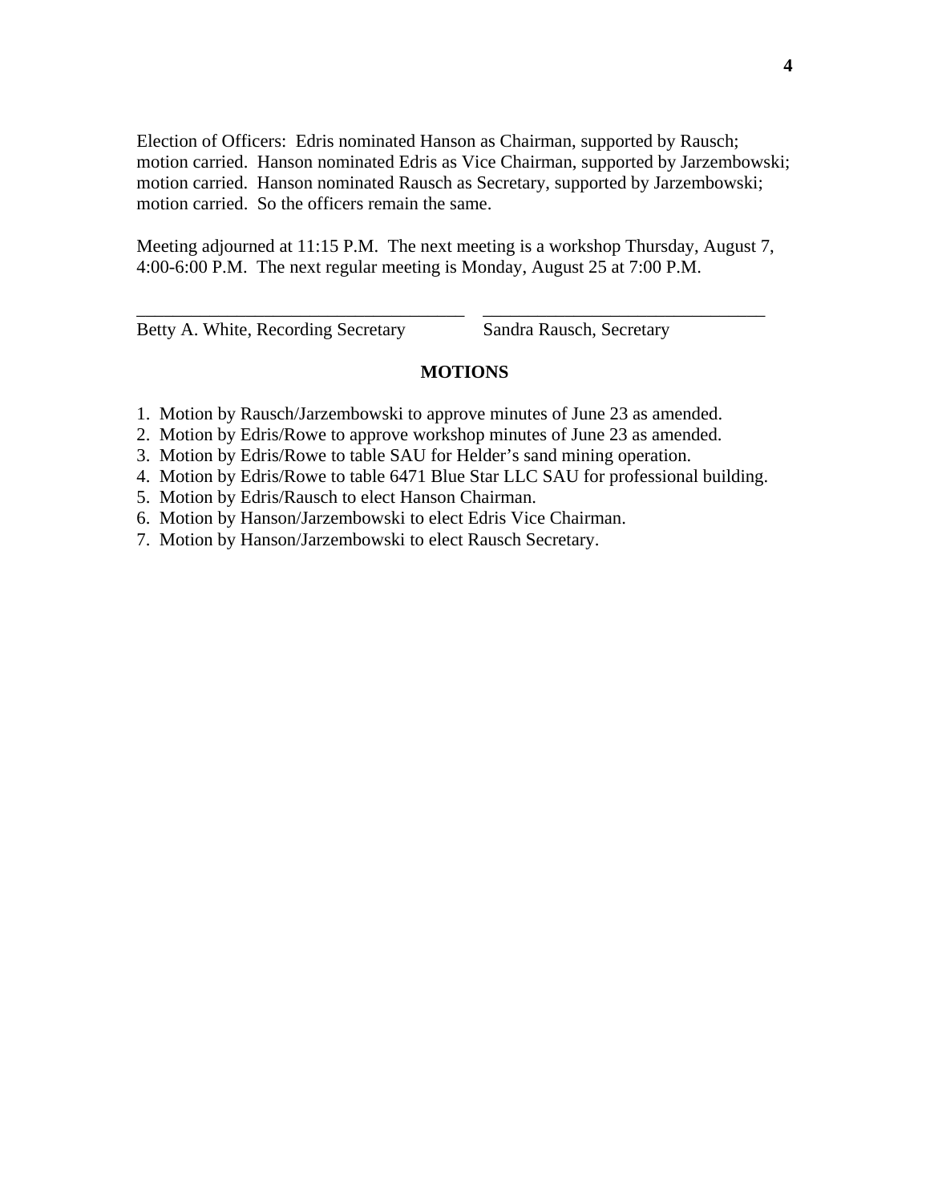Election of Officers: Edris nominated Hanson as Chairman, supported by Rausch; motion carried. Hanson nominated Edris as Vice Chairman, supported by Jarzembowski; motion carried. Hanson nominated Rausch as Secretary, supported by Jarzembowski; motion carried. So the officers remain the same.

Meeting adjourned at 11:15 P.M. The next meeting is a workshop Thursday, August 7, 4:00-6:00 P.M. The next regular meeting is Monday, August 25 at 7:00 P.M.

\_\_\_\_\_\_\_\_\_\_\_\_\_\_\_\_\_\_\_\_\_\_\_\_\_\_\_\_\_\_\_\_\_\_\_\_ \_\_\_\_\_\_\_\_\_\_\_\_\_\_\_\_\_\_\_\_\_\_\_\_\_\_\_\_\_\_\_

Betty A. White, Recording Secretary Sandra Rausch, Secretary

**MOTIONS**

1. Motion by Rausch/Jarzembowski to approve minutes of June 23 as amended.
2. Motion by Edris/Rowe to approve workshop minutes of June 23 as amended.
3. Motion by Edris/Rowe to table SAU for Helder's sand mining operation.
4. Motion by Edris/Rowe to table 6471 Blue Star LLC SAU for professional building.
5. Motion by Edris/Rausch to elect Hanson Chairman.
6. Motion by Hanson/Jarzembowski to elect Edris Vice Chairman.
7. Motion by Hanson/Jarzembowski to elect Rausch Secretary.